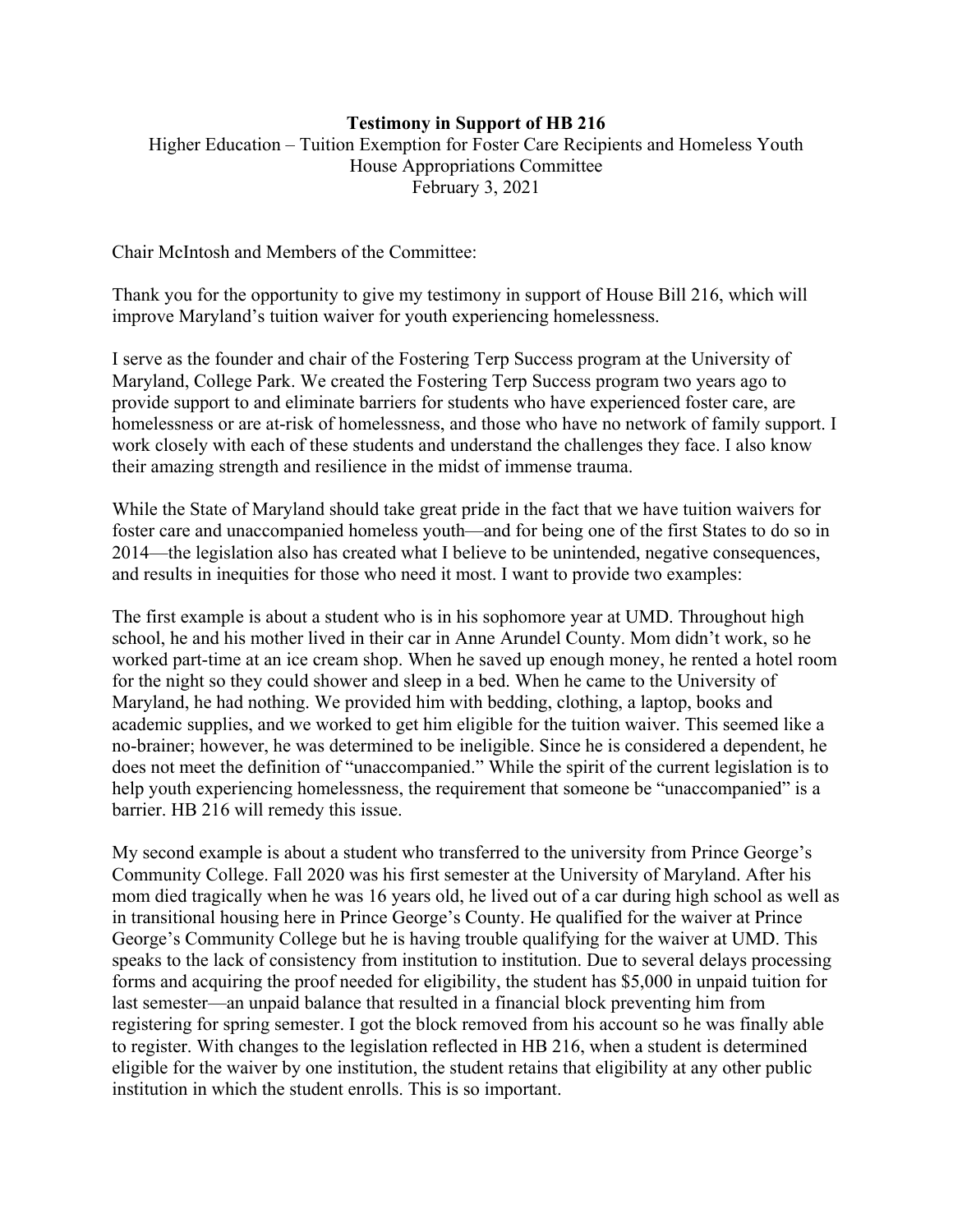**Testimony in Support of HB 216**

Higher Education – Tuition Exemption for Foster Care Recipients and Homeless Youth
House Appropriations Committee
February 3, 2021

Chair McIntosh and Members of the Committee:

Thank you for the opportunity to give my testimony in support of House Bill 216, which will improve Maryland's tuition waiver for youth experiencing homelessness.

I serve as the founder and chair of the Fostering Terp Success program at the University of Maryland, College Park. We created the Fostering Terp Success program two years ago to provide support to and eliminate barriers for students who have experienced foster care, are homelessness or are at-risk of homelessness, and those who have no network of family support. I work closely with each of these students and understand the challenges they face. I also know their amazing strength and resilience in the midst of immense trauma.

While the State of Maryland should take great pride in the fact that we have tuition waivers for foster care and unaccompanied homeless youth—and for being one of the first States to do so in 2014—the legislation also has created what I believe to be unintended, negative consequences, and results in inequities for those who need it most. I want to provide two examples:

The first example is about a student who is in his sophomore year at UMD. Throughout high school, he and his mother lived in their car in Anne Arundel County. Mom didn't work, so he worked part-time at an ice cream shop. When he saved up enough money, he rented a hotel room for the night so they could shower and sleep in a bed. When he came to the University of Maryland, he had nothing. We provided him with bedding, clothing, a laptop, books and academic supplies, and we worked to get him eligible for the tuition waiver. This seemed like a no-brainer; however, he was determined to be ineligible. Since he is considered a dependent, he does not meet the definition of "unaccompanied." While the spirit of the current legislation is to help youth experiencing homelessness, the requirement that someone be "unaccompanied" is a barrier. HB 216 will remedy this issue.

My second example is about a student who transferred to the university from Prince George's Community College. Fall 2020 was his first semester at the University of Maryland. After his mom died tragically when he was 16 years old, he lived out of a car during high school as well as in transitional housing here in Prince George's County. He qualified for the waiver at Prince George's Community College but he is having trouble qualifying for the waiver at UMD. This speaks to the lack of consistency from institution to institution. Due to several delays processing forms and acquiring the proof needed for eligibility, the student has $5,000 in unpaid tuition for last semester—an unpaid balance that resulted in a financial block preventing him from registering for spring semester. I got the block removed from his account so he was finally able to register. With changes to the legislation reflected in HB 216, when a student is determined eligible for the waiver by one institution, the student retains that eligibility at any other public institution in which the student enrolls. This is so important.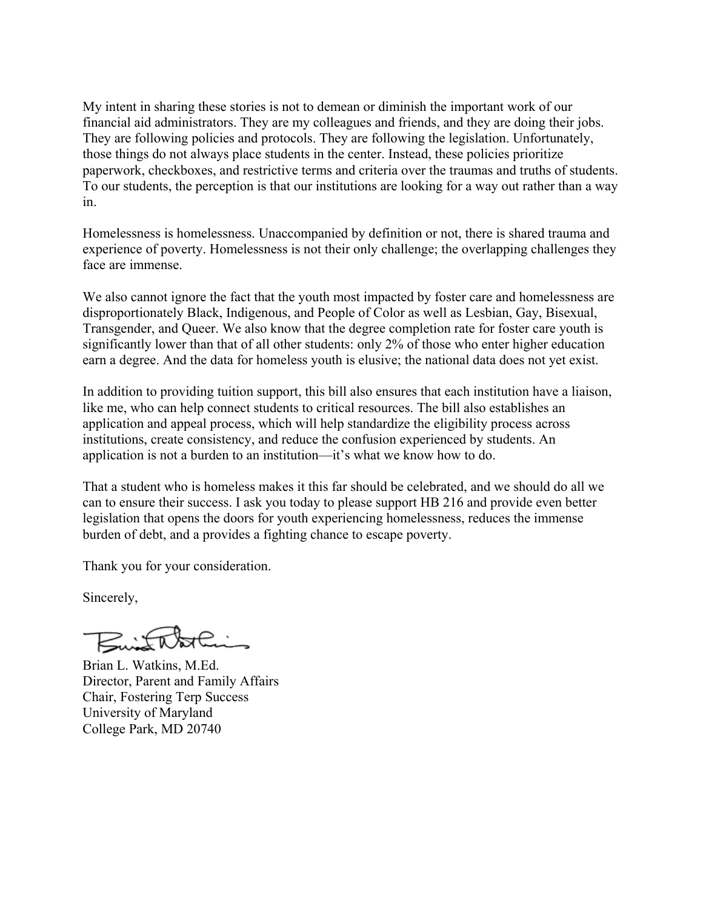My intent in sharing these stories is not to demean or diminish the important work of our financial aid administrators. They are my colleagues and friends, and they are doing their jobs. They are following policies and protocols. They are following the legislation. Unfortunately, those things do not always place students in the center. Instead, these policies prioritize paperwork, checkboxes, and restrictive terms and criteria over the traumas and truths of students. To our students, the perception is that our institutions are looking for a way out rather than a way in.

Homelessness is homelessness. Unaccompanied by definition or not, there is shared trauma and experience of poverty. Homelessness is not their only challenge; the overlapping challenges they face are immense.

We also cannot ignore the fact that the youth most impacted by foster care and homelessness are disproportionately Black, Indigenous, and People of Color as well as Lesbian, Gay, Bisexual, Transgender, and Queer. We also know that the degree completion rate for foster care youth is significantly lower than that of all other students: only 2% of those who enter higher education earn a degree. And the data for homeless youth is elusive; the national data does not yet exist.

In addition to providing tuition support, this bill also ensures that each institution have a liaison, like me, who can help connect students to critical resources. The bill also establishes an application and appeal process, which will help standardize the eligibility process across institutions, create consistency, and reduce the confusion experienced by students. An application is not a burden to an institution—it's what we know how to do.

That a student who is homeless makes it this far should be celebrated, and we should do all we can to ensure their success. I ask you today to please support HB 216 and provide even better legislation that opens the doors for youth experiencing homelessness, reduces the immense burden of debt, and a provides a fighting chance to escape poverty.

Thank you for your consideration.

Sincerely,

Brian L. Watkins, M.Ed.
Director, Parent and Family Affairs
Chair, Fostering Terp Success
University of Maryland
College Park, MD 20740